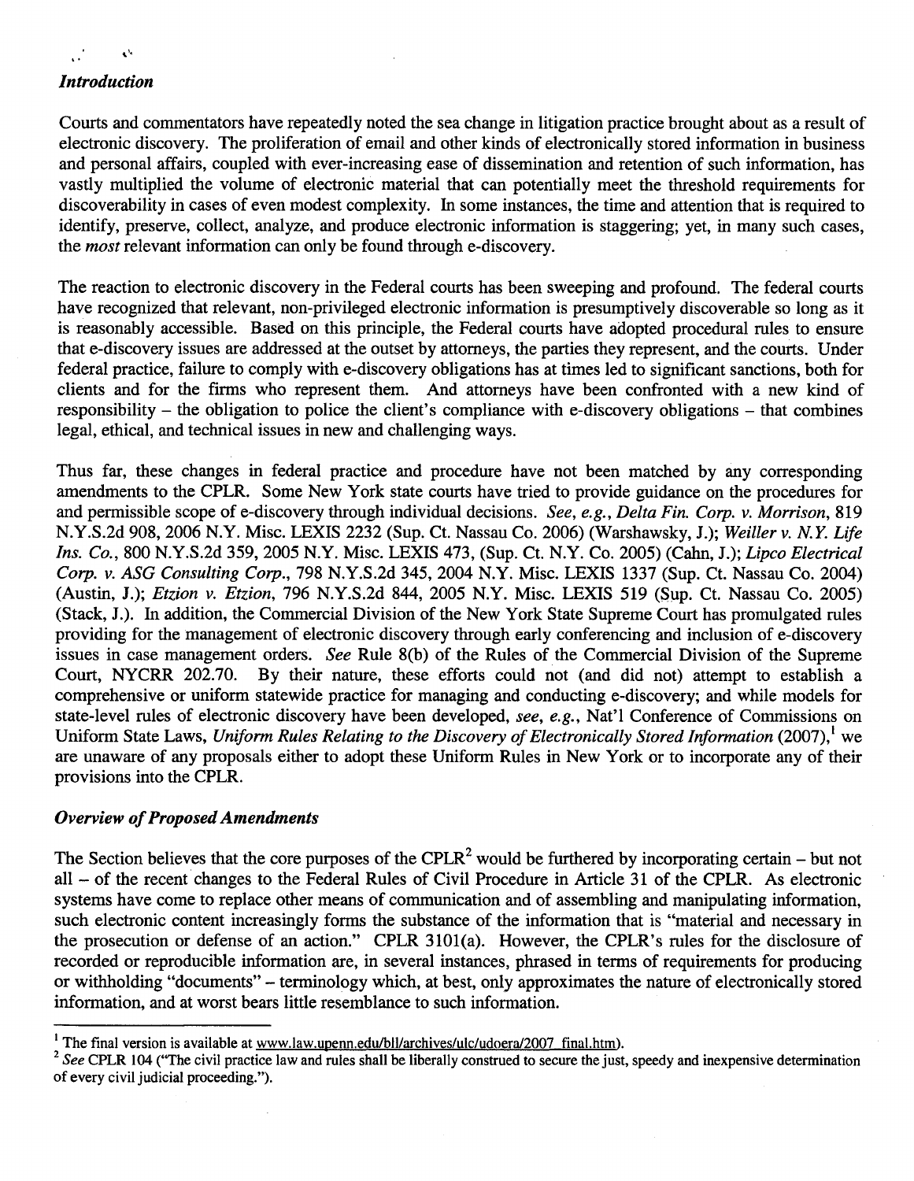### *Introduction*

Courts and commentators have repeatedly noted the sea change in litigation practice brought about as a result of electronic discovery. The proliferation of email and other kinds of electronically stored information in business and personal affairs, coupled with ever-increasing ease of dissemination and retention of such information, has vastly multiplied the volume of electronic material that can potentially meet the threshold requirements for discoverability in cases of even modest complexity. In some instances, the time and attention that is required to identify, preserve, collect, analyze, and produce electronic information is staggering; yet, in many such cases, the *most* relevant information can only be found through e-discovery.

The reaction to electronic discovery in the Federal courts has been sweeping and profound. The federal courts have recognized that relevant, non-privileged electronic information is presumptively discoverable so long as it is reasonably accessible. Based on this principle, the Federal courts have adopted procedural rules to ensure that e-discovery issues are addressed at the outset by attorneys, the parties they represent, and the courts. Under federal practice, failure to comply with e-discovery obligations has at times led to significant sanctions, both for clients and for the firms who represent them. And attorneys have been confronted with a new kind of responsibility – the obligation to police the client's compliance with e-discovery obligations – that combines legal, ethical, and technical issues in new and challenging ways.

Thus far, these changes in federal practice and procedure have not been matched by any corresponding amendments to the CPLR. Some New York state courts have tried to provide guidance on the procedures for and permissible scope of e-discovery through individual decisions. *See, e.g., Delta Fin. Corp. v. Morrison*, 819 N.Y.S.2d 908, 2006 N.Y. Misc. LEXIS 2232 (Sup. Ct. Nassau Co. 2006) (Warshawsky, J.); *Weiller v. N.Y. Life Ins. Co.*, 800 N.Y.S.2d 359, 2005 N.Y. Misc. LEXIS 473, (Sup. Ct. N.Y. Co. 2005) (Cahn, J.); *Lipco Electrical Corp. v. ASG Consulting Corp.*, 798 N.Y.S.2d 345, 2004 N.Y. Misc. LEXIS 1337 (Sup. Ct. Nassau Co. 2004) (Austin, J.); *Etzion v. Etzion*, 796 N.Y.S.2d 844, 2005 N.Y. Misc. LEXIS 519 (Sup. Ct. Nassau Co. 2005) (Stack, J.). In addition, the Commercial Division of the New York State Supreme Court has promulgated rules providing for the management of electronic discovery through early conferencing and inclusion of e-discovery issues in case management orders. *See* Rule 8(b) of the Rules of the Commercial Division of the Supreme Court, NYCRR 202.70. By their nature, these efforts could not (and did not) attempt to establish a comprehensive or uniform statewide practice for managing and conducting e-discovery; and while models for state-level rules of electronic discovery have been developed, *see, e.g.*, Nat'l Conference of Commissions on Uniform State Laws, *Uniform Rules Relating to the Discovery of Electronically Stored Information* (2007),[1] we are unaware of any proposals either to adopt these Uniform Rules in New York or to incorporate any of their provisions into the CPLR.

### *Overview of Proposed Amendments*

The Section believes that the core purposes of the CPLR[2] would be furthered by incorporating certain – but not all – of the recent changes to the Federal Rules of Civil Procedure in Article 31 of the CPLR. As electronic systems have come to replace other means of communication and of assembling and manipulating information, such electronic content increasingly forms the substance of the information that is "material and necessary in the prosecution or defense of an action." CPLR 3101(a). However, the CPLR's rules for the disclosure of recorded or reproducible information are, in several instances, phrased in terms of requirements for producing or withholding "documents" – terminology which, at best, only approximates the nature of electronically stored information, and at worst bears little resemblance to such information.

---

[1] The final version is available at www.law.upenn.edu/bll/archives/ulc/udoera/2007_final.htm).

[2] *See* CPLR 104 ("The civil practice law and rules shall be liberally construed to secure the just, speedy and inexpensive determination of every civil judicial proceeding.").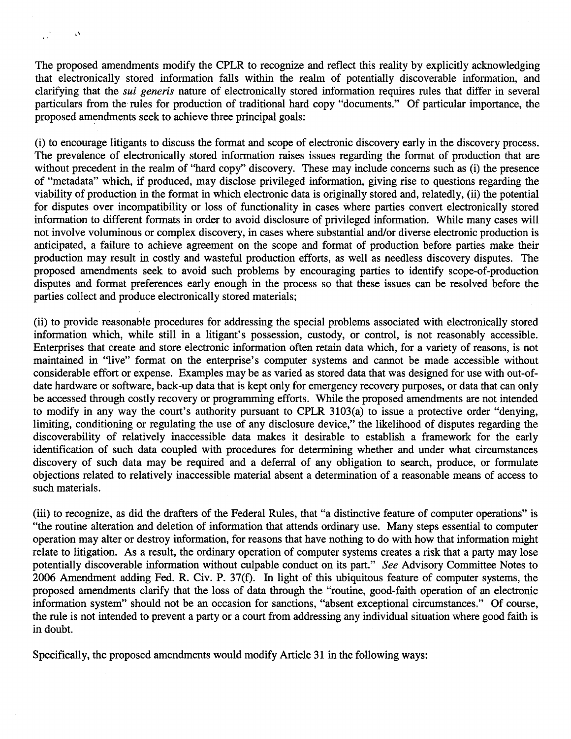The proposed amendments modify the CPLR to recognize and reflect this reality by explicitly acknowledging that electronically stored information falls within the realm of potentially discoverable information, and clarifying that the *sui generis* nature of electronically stored information requires rules that differ in several particulars from the rules for production of traditional hard copy "documents." Of particular importance, the proposed amendments seek to achieve three principal goals:

(i) to encourage litigants to discuss the format and scope of electronic discovery early in the discovery process. The prevalence of electronically stored information raises issues regarding the format of production that are without precedent in the realm of "hard copy" discovery. These may include concerns such as (i) the presence of "metadata" which, if produced, may disclose privileged information, giving rise to questions regarding the viability of production in the format in which electronic data is originally stored and, relatedly, (ii) the potential for disputes over incompatibility or loss of functionality in cases where parties convert electronically stored information to different formats in order to avoid disclosure of privileged information. While many cases will not involve voluminous or complex discovery, in cases where substantial and/or diverse electronic production is anticipated, a failure to achieve agreement on the scope and format of production before parties make their production may result in costly and wasteful production efforts, as well as needless discovery disputes. The proposed amendments seek to avoid such problems by encouraging parties to identify scope-of-production disputes and format preferences early enough in the process so that these issues can be resolved before the parties collect and produce electronically stored materials;

(ii) to provide reasonable procedures for addressing the special problems associated with electronically stored information which, while still in a litigant's possession, custody, or control, is not reasonably accessible. Enterprises that create and store electronic information often retain data which, for a variety of reasons, is not maintained in "live" format on the enterprise's computer systems and cannot be made accessible without considerable effort or expense. Examples may be as varied as stored data that was designed for use with out-of-date hardware or software, back-up data that is kept only for emergency recovery purposes, or data that can only be accessed through costly recovery or programming efforts. While the proposed amendments are not intended to modify in any way the court's authority pursuant to CPLR 3103(a) to issue a protective order "denying, limiting, conditioning or regulating the use of any disclosure device," the likelihood of disputes regarding the discoverability of relatively inaccessible data makes it desirable to establish a framework for the early identification of such data coupled with procedures for determining whether and under what circumstances discovery of such data may be required and a deferral of any obligation to search, produce, or formulate objections related to relatively inaccessible material absent a determination of a reasonable means of access to such materials.

(iii) to recognize, as did the drafters of the Federal Rules, that "a distinctive feature of computer operations" is "the routine alteration and deletion of information that attends ordinary use. Many steps essential to computer operation may alter or destroy information, for reasons that have nothing to do with how that information might relate to litigation. As a result, the ordinary operation of computer systems creates a risk that a party may lose potentially discoverable information without culpable conduct on its part." *See* Advisory Committee Notes to 2006 Amendment adding Fed. R. Civ. P. 37(f). In light of this ubiquitous feature of computer systems, the proposed amendments clarify that the loss of data through the "routine, good-faith operation of an electronic information system" should not be an occasion for sanctions, "absent exceptional circumstances." Of course, the rule is not intended to prevent a party or a court from addressing any individual situation where good faith is in doubt.

Specifically, the proposed amendments would modify Article 31 in the following ways: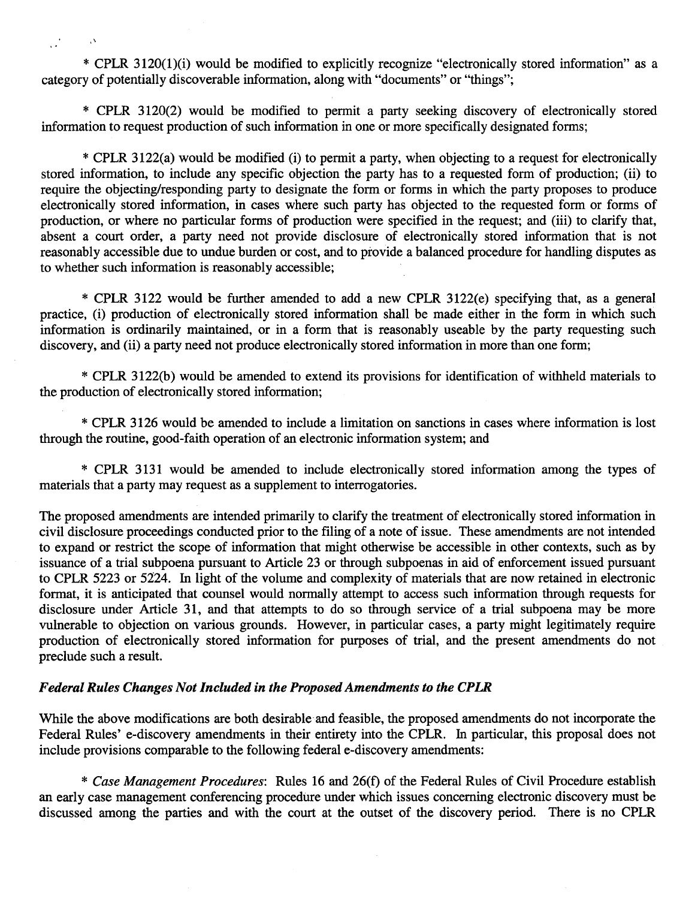* CPLR 3120(1)(i) would be modified to explicitly recognize "electronically stored information" as a category of potentially discoverable information, along with "documents" or "things";

* CPLR 3120(2) would be modified to permit a party seeking discovery of electronically stored information to request production of such information in one or more specifically designated forms;

* CPLR 3122(a) would be modified (i) to permit a party, when objecting to a request for electronically stored information, to include any specific objection the party has to a requested form of production; (ii) to require the objecting/responding party to designate the form or forms in which the party proposes to produce electronically stored information, in cases where such party has objected to the requested form or forms of production, or where no particular forms of production were specified in the request; and (iii) to clarify that, absent a court order, a party need not provide disclosure of electronically stored information that is not reasonably accessible due to undue burden or cost, and to provide a balanced procedure for handling disputes as to whether such information is reasonably accessible;

* CPLR 3122 would be further amended to add a new CPLR 3122(e) specifying that, as a general practice, (i) production of electronically stored information shall be made either in the form in which such information is ordinarily maintained, or in a form that is reasonably useable by the party requesting such discovery, and (ii) a party need not produce electronically stored information in more than one form;

* CPLR 3122(b) would be amended to extend its provisions for identification of withheld materials to the production of electronically stored information;

* CPLR 3126 would be amended to include a limitation on sanctions in cases where information is lost through the routine, good-faith operation of an electronic information system; and

* CPLR 3131 would be amended to include electronically stored information among the types of materials that a party may request as a supplement to interrogatories.

The proposed amendments are intended primarily to clarify the treatment of electronically stored information in civil disclosure proceedings conducted prior to the filing of a note of issue. These amendments are not intended to expand or restrict the scope of information that might otherwise be accessible in other contexts, such as by issuance of a trial subpoena pursuant to Article 23 or through subpoenas in aid of enforcement issued pursuant to CPLR 5223 or 5224. In light of the volume and complexity of materials that are now retained in electronic format, it is anticipated that counsel would normally attempt to access such information through requests for disclosure under Article 31, and that attempts to do so through service of a trial subpoena may be more vulnerable to objection on various grounds. However, in particular cases, a party might legitimately require production of electronically stored information for purposes of trial, and the present amendments do not preclude such a result.

### *Federal Rules Changes Not Included in the Proposed Amendments to the CPLR*

While the above modifications are both desirable and feasible, the proposed amendments do not incorporate the Federal Rules' e-discovery amendments in their entirety into the CPLR. In particular, this proposal does not include provisions comparable to the following federal e-discovery amendments:

* *Case Management Procedures*: Rules 16 and 26(f) of the Federal Rules of Civil Procedure establish an early case management conferencing procedure under which issues concerning electronic discovery must be discussed among the parties and with the court at the outset of the discovery period. There is no CPLR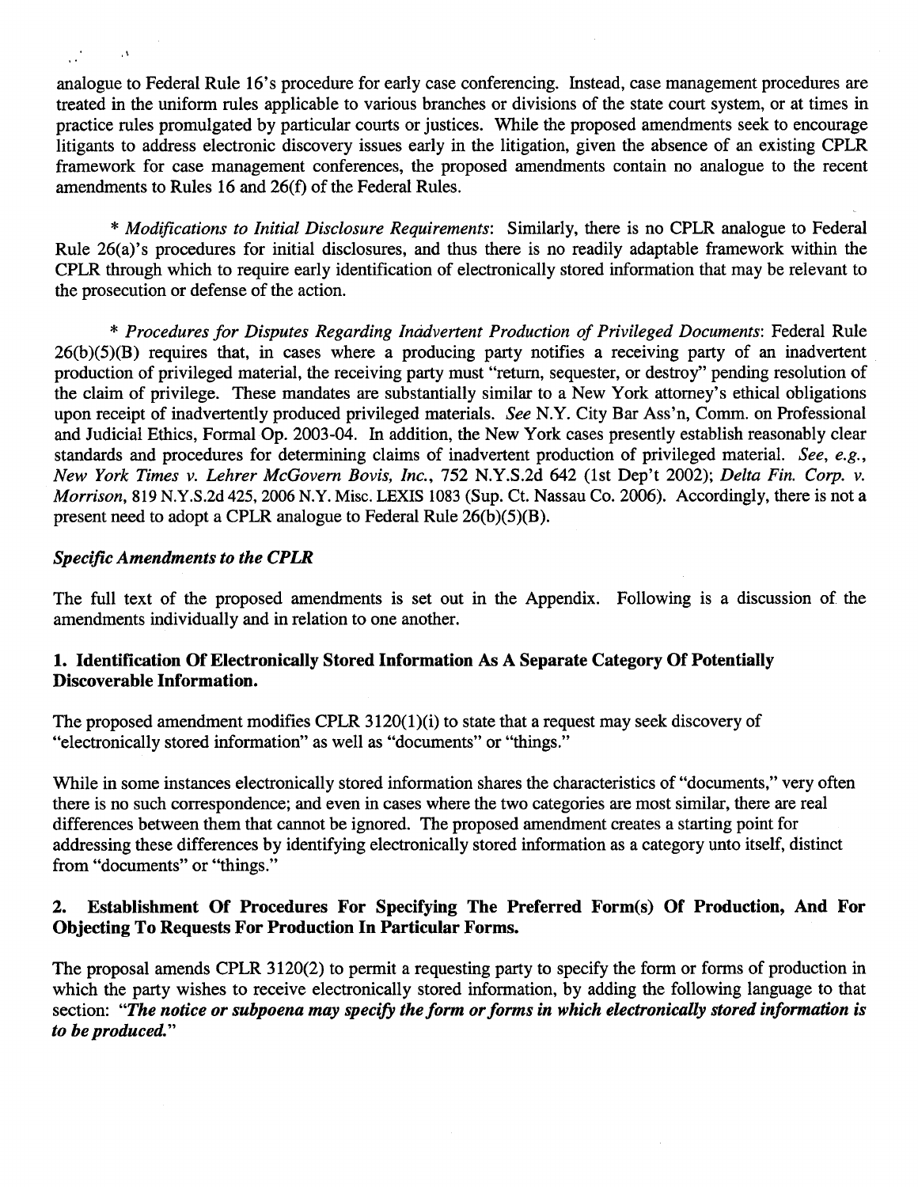analogue to Federal Rule 16's procedure for early case conferencing. Instead, case management procedures are treated in the uniform rules applicable to various branches or divisions of the state court system, or at times in practice rules promulgated by particular courts or justices. While the proposed amendments seek to encourage litigants to address electronic discovery issues early in the litigation, given the absence of an existing CPLR framework for case management conferences, the proposed amendments contain no analogue to the recent amendments to Rules 16 and 26(f) of the Federal Rules.

* *Modifications to Initial Disclosure Requirements*: Similarly, there is no CPLR analogue to Federal Rule 26(a)'s procedures for initial disclosures, and thus there is no readily adaptable framework within the CPLR through which to require early identification of electronically stored information that may be relevant to the prosecution or defense of the action.

* *Procedures for Disputes Regarding Inadvertent Production of Privileged Documents*: Federal Rule 26(b)(5)(B) requires that, in cases where a producing party notifies a receiving party of an inadvertent production of privileged material, the receiving party must "return, sequester, or destroy" pending resolution of the claim of privilege. These mandates are substantially similar to a New York attorney's ethical obligations upon receipt of inadvertently produced privileged materials. *See* N.Y. City Bar Ass'n, Comm. on Professional and Judicial Ethics, Formal Op. 2003-04. In addition, the New York cases presently establish reasonably clear standards and procedures for determining claims of inadvertent production of privileged material. *See, e.g., New York Times v. Lehrer McGovern Bovis, Inc.*, 752 N.Y.S.2d 642 (1st Dep't 2002); *Delta Fin. Corp. v. Morrison*, 819 N.Y.S.2d 425, 2006 N.Y. Misc. LEXIS 1083 (Sup. Ct. Nassau Co. 2006). Accordingly, there is not a present need to adopt a CPLR analogue to Federal Rule 26(b)(5)(B).

### *Specific Amendments to the CPLR*

The full text of the proposed amendments is set out in the Appendix. Following is a discussion of the amendments individually and in relation to one another.

### 1. Identification Of Electronically Stored Information As A Separate Category Of Potentially Discoverable Information.

The proposed amendment modifies CPLR 3120(1)(i) to state that a request may seek discovery of "electronically stored information" as well as "documents" or "things."

While in some instances electronically stored information shares the characteristics of "documents," very often there is no such correspondence; and even in cases where the two categories are most similar, there are real differences between them that cannot be ignored. The proposed amendment creates a starting point for addressing these differences by identifying electronically stored information as a category unto itself, distinct from "documents" or "things."

### 2. Establishment Of Procedures For Specifying The Preferred Form(s) Of Production, And For Objecting To Requests For Production In Particular Forms.

The proposal amends CPLR 3120(2) to permit a requesting party to specify the form or forms of production in which the party wishes to receive electronically stored information, by adding the following language to that section: "***The notice or subpoena may specify the form or forms in which electronically stored information is to be produced.***"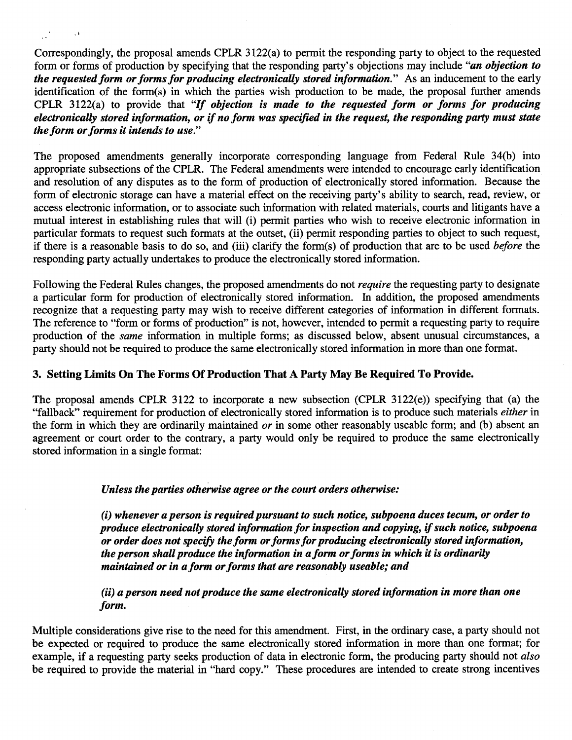Correspondingly, the proposal amends CPLR 3122(a) to permit the responding party to object to the requested form or forms of production by specifying that the responding party's objections may include "***an objection to the requested form or forms for producing electronically stored information.***" As an inducement to the early identification of the form(s) in which the parties wish production to be made, the proposal further amends CPLR 3122(a) to provide that "***If objection is made to the requested form or forms for producing electronically stored information, or if no form was specified in the request, the responding party must state the form or forms it intends to use.***"

The proposed amendments generally incorporate corresponding language from Federal Rule 34(b) into appropriate subsections of the CPLR. The Federal amendments were intended to encourage early identification and resolution of any disputes as to the form of production of electronically stored information. Because the form of electronic storage can have a material effect on the receiving party's ability to search, read, review, or access electronic information, or to associate such information with related materials, courts and litigants have a mutual interest in establishing rules that will (i) permit parties who wish to receive electronic information in particular formats to request such formats at the outset, (ii) permit responding parties to object to such request, if there is a reasonable basis to do so, and (iii) clarify the form(s) of production that are to be used *before* the responding party actually undertakes to produce the electronically stored information.

Following the Federal Rules changes, the proposed amendments do not *require* the requesting party to designate a particular form for production of electronically stored information. In addition, the proposed amendments recognize that a requesting party may wish to receive different categories of information in different formats. The reference to "form or forms of production" is not, however, intended to permit a requesting party to require production of the *same* information in multiple forms; as discussed below, absent unusual circumstances, a party should not be required to produce the same electronically stored information in more than one format.

### 3. Setting Limits On The Forms Of Production That A Party May Be Required To Provide.

The proposal amends CPLR 3122 to incorporate a new subsection (CPLR 3122(e)) specifying that (a) the "fallback" requirement for production of electronically stored information is to produce such materials *either* in the form in which they are ordinarily maintained *or* in some other reasonably useable form; and (b) absent an agreement or court order to the contrary, a party would only be required to produce the same electronically stored information in a single format:

> ***Unless the parties otherwise agree or the court orders otherwise:***
>
> ***(i) whenever a person is required pursuant to such notice, subpoena duces tecum, or order to produce electronically stored information for inspection and copying, if such notice, subpoena or order does not specify the form or forms for producing electronically stored information, the person shall produce the information in a form or forms in which it is ordinarily maintained or in a form or forms that are reasonably useable; and***
>
> ***(ii) a person need not produce the same electronically stored information in more than one form.***

Multiple considerations give rise to the need for this amendment. First, in the ordinary case, a party should not be expected or required to produce the same electronically stored information in more than one format; for example, if a requesting party seeks production of data in electronic form, the producing party should not *also* be required to provide the material in "hard copy." These procedures are intended to create strong incentives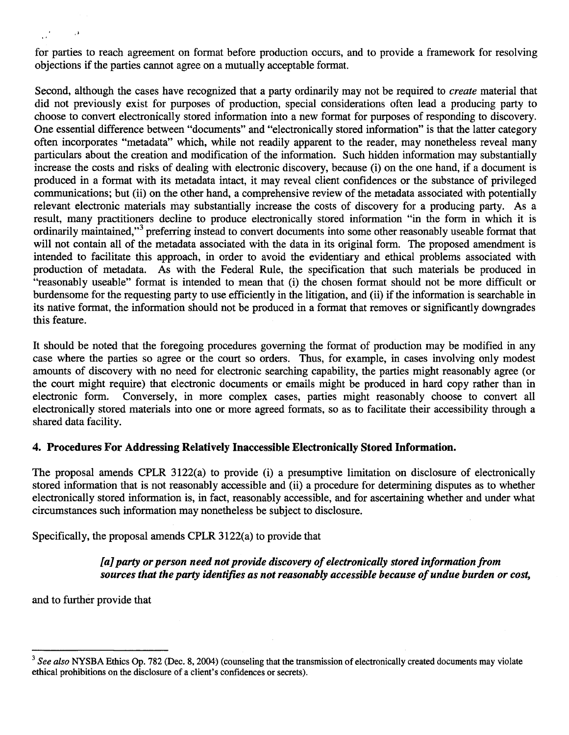for parties to reach agreement on format before production occurs, and to provide a framework for resolving objections if the parties cannot agree on a mutually acceptable format.

Second, although the cases have recognized that a party ordinarily may not be required to *create* material that did not previously exist for purposes of production, special considerations often lead a producing party to choose to convert electronically stored information into a new format for purposes of responding to discovery. One essential difference between "documents" and "electronically stored information" is that the latter category often incorporates "metadata" which, while not readily apparent to the reader, may nonetheless reveal many particulars about the creation and modification of the information. Such hidden information may substantially increase the costs and risks of dealing with electronic discovery, because (i) on the one hand, if a document is produced in a format with its metadata intact, it may reveal client confidences or the substance of privileged communications; but (ii) on the other hand, a comprehensive review of the metadata associated with potentially relevant electronic materials may substantially increase the costs of discovery for a producing party. As a result, many practitioners decline to produce electronically stored information "in the form in which it is ordinarily maintained,"[3] preferring instead to convert documents into some other reasonably useable format that will not contain all of the metadata associated with the data in its original form. The proposed amendment is intended to facilitate this approach, in order to avoid the evidentiary and ethical problems associated with production of metadata. As with the Federal Rule, the specification that such materials be produced in "reasonably useable" format is intended to mean that (i) the chosen format should not be more difficult or burdensome for the requesting party to use efficiently in the litigation, and (ii) if the information is searchable in its native format, the information should not be produced in a format that removes or significantly downgrades this feature.

It should be noted that the foregoing procedures governing the format of production may be modified in any case where the parties so agree or the court so orders. Thus, for example, in cases involving only modest amounts of discovery with no need for electronic searching capability, the parties might reasonably agree (or the court might require) that electronic documents or emails might be produced in hard copy rather than in electronic form. Conversely, in more complex cases, parties might reasonably choose to convert all electronically stored materials into one or more agreed formats, so as to facilitate their accessibility through a shared data facility.

### 4. Procedures For Addressing Relatively Inaccessible Electronically Stored Information.

The proposal amends CPLR 3122(a) to provide (i) a presumptive limitation on disclosure of electronically stored information that is not reasonably accessible and (ii) a procedure for determining disputes as to whether electronically stored information is, in fact, reasonably accessible, and for ascertaining whether and under what circumstances such information may nonetheless be subject to disclosure.

Specifically, the proposal amends CPLR 3122(a) to provide that

> ***[a] party or person need not provide discovery of electronically stored information from sources that the party identifies as not reasonably accessible because of undue burden or cost,***

and to further provide that

---

[3] *See also* NYSBA Ethics Op. 782 (Dec. 8, 2004) (counseling that the transmission of electronically created documents may violate ethical prohibitions on the disclosure of a client's confidences or secrets).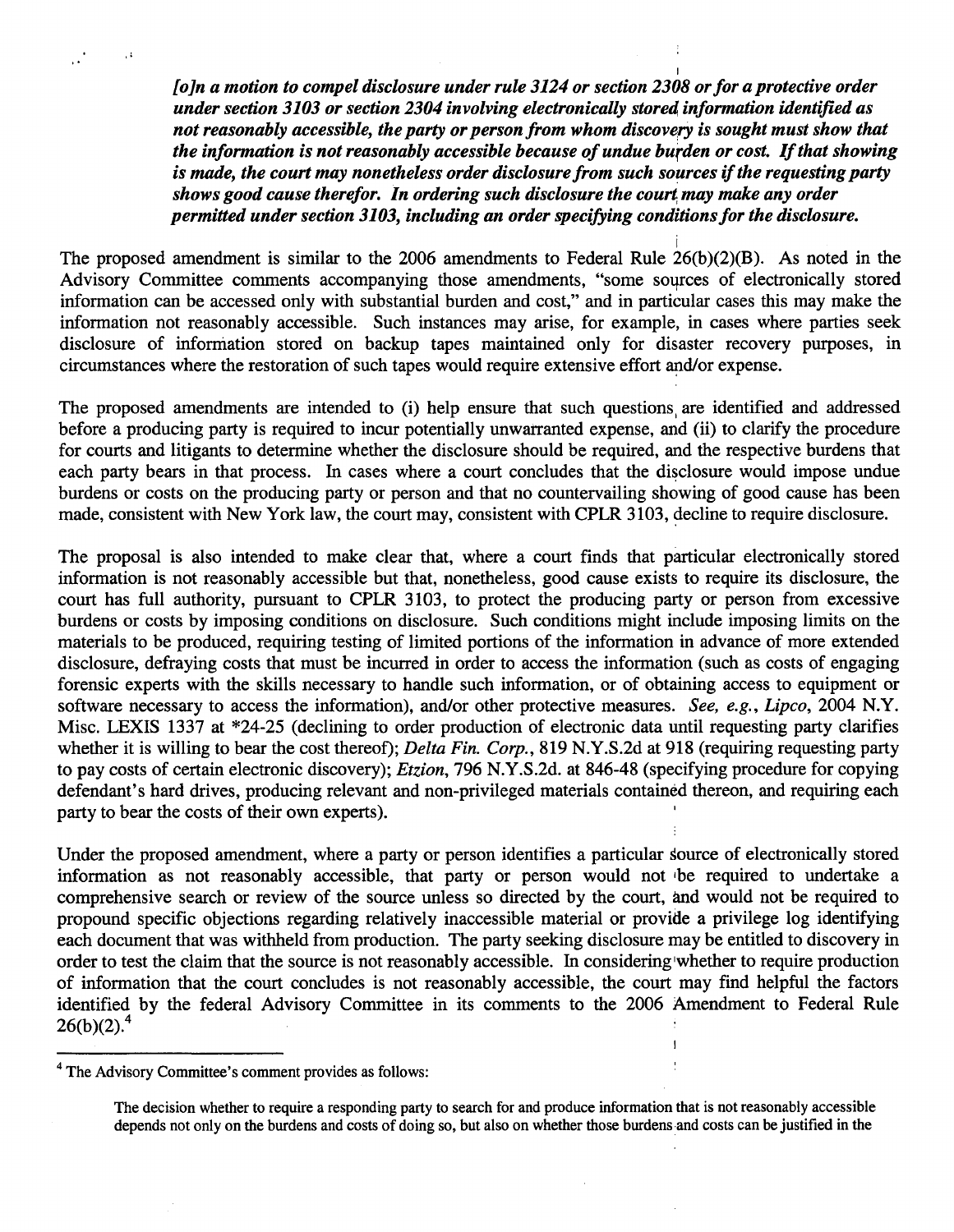> *[o]n a motion to compel disclosure under rule 3124 or section 2308 or for a protective order under section 3103 or section 2304 involving electronically stored information identified as not reasonably accessible, the party or person from whom discovery is sought must show that the information is not reasonably accessible because of undue burden or cost. If that showing is made, the court may nonetheless order disclosure from such sources if the requesting party shows good cause therefor. In ordering such disclosure the court may make any order permitted under section 3103, including an order specifying conditions for the disclosure.*

The proposed amendment is similar to the 2006 amendments to Federal Rule 26(b)(2)(B). As noted in the Advisory Committee comments accompanying those amendments, "some sources of electronically stored information can be accessed only with substantial burden and cost," and in particular cases this may make the information not reasonably accessible. Such instances may arise, for example, in cases where parties seek disclosure of information stored on backup tapes maintained only for disaster recovery purposes, in circumstances where the restoration of such tapes would require extensive effort and/or expense.

The proposed amendments are intended to (i) help ensure that such questions are identified and addressed before a producing party is required to incur potentially unwarranted expense, and (ii) to clarify the procedure for courts and litigants to determine whether the disclosure should be required, and the respective burdens that each party bears in that process. In cases where a court concludes that the disclosure would impose undue burdens or costs on the producing party or person and that no countervailing showing of good cause has been made, consistent with New York law, the court may, consistent with CPLR 3103, decline to require disclosure.

The proposal is also intended to make clear that, where a court finds that particular electronically stored information is not reasonably accessible but that, nonetheless, good cause exists to require its disclosure, the court has full authority, pursuant to CPLR 3103, to protect the producing party or person from excessive burdens or costs by imposing conditions on disclosure. Such conditions might include imposing limits on the materials to be produced, requiring testing of limited portions of the information in advance of more extended disclosure, defraying costs that must be incurred in order to access the information (such as costs of engaging forensic experts with the skills necessary to handle such information, or of obtaining access to equipment or software necessary to access the information), and/or other protective measures. *See, e.g., Lipco*, 2004 N.Y. Misc. LEXIS 1337 at *24-25 (declining to order production of electronic data until requesting party clarifies whether it is willing to bear the cost thereof); *Delta Fin. Corp.*, 819 N.Y.S.2d at 918 (requiring requesting party to pay costs of certain electronic discovery); *Etzion*, 796 N.Y.S.2d. at 846-48 (specifying procedure for copying defendant's hard drives, producing relevant and non-privileged materials contained thereon, and requiring each party to bear the costs of their own experts).

Under the proposed amendment, where a party or person identifies a particular source of electronically stored information as not reasonably accessible, that party or person would not be required to undertake a comprehensive search or review of the source unless so directed by the court, and would not be required to propound specific objections regarding relatively inaccessible material or provide a privilege log identifying each document that was withheld from production. The party seeking disclosure may be entitled to discovery in order to test the claim that the source is not reasonably accessible. In considering whether to require production of information that the court concludes is not reasonably accessible, the court may find helpful the factors identified by the federal Advisory Committee in its comments to the 2006 Amendment to Federal Rule 26(b)(2).[4]

---

[4] The Advisory Committee's comment provides as follows:

> The decision whether to require a responding party to search for and produce information that is not reasonably accessible depends not only on the burdens and costs of doing so, but also on whether those burdens and costs can be justified in the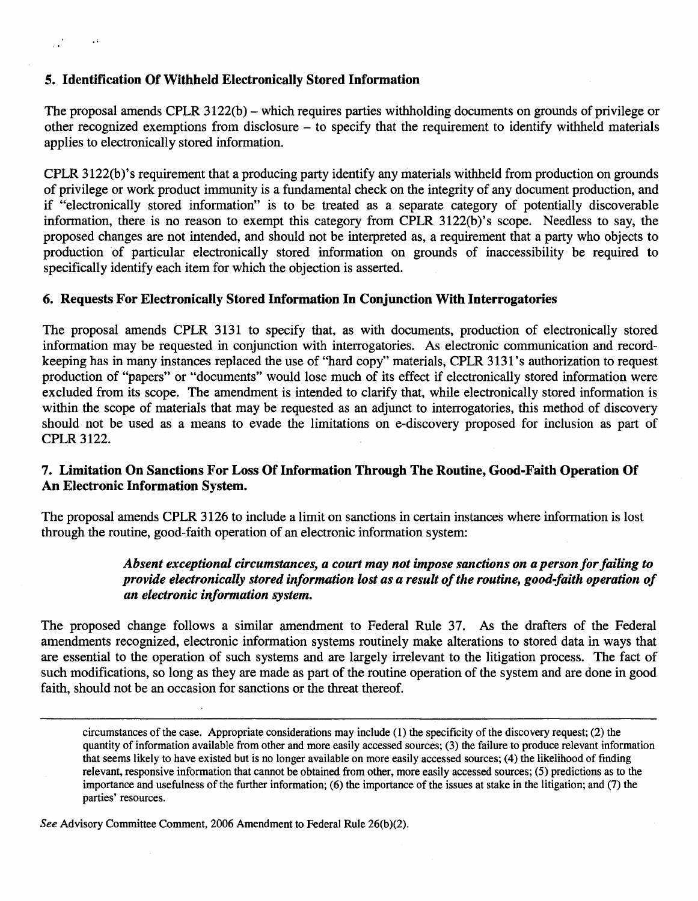### 5. Identification Of Withheld Electronically Stored Information

The proposal amends CPLR 3122(b) – which requires parties withholding documents on grounds of privilege or other recognized exemptions from disclosure – to specify that the requirement to identify withheld materials applies to electronically stored information.

CPLR 3122(b)'s requirement that a producing party identify any materials withheld from production on grounds of privilege or work product immunity is a fundamental check on the integrity of any document production, and if "electronically stored information" is to be treated as a separate category of potentially discoverable information, there is no reason to exempt this category from CPLR 3122(b)'s scope. Needless to say, the proposed changes are not intended, and should not be interpreted as, a requirement that a party who objects to production of particular electronically stored information on grounds of inaccessibility be required to specifically identify each item for which the objection is asserted.

### 6. Requests For Electronically Stored Information In Conjunction With Interrogatories

The proposal amends CPLR 3131 to specify that, as with documents, production of electronically stored information may be requested in conjunction with interrogatories. As electronic communication and record-keeping has in many instances replaced the use of "hard copy" materials, CPLR 3131's authorization to request production of "papers" or "documents" would lose much of its effect if electronically stored information were excluded from its scope. The amendment is intended to clarify that, while electronically stored information is within the scope of materials that may be requested as an adjunct to interrogatories, this method of discovery should not be used as a means to evade the limitations on e-discovery proposed for inclusion as part of CPLR 3122.

### 7. Limitation On Sanctions For Loss Of Information Through The Routine, Good-Faith Operation Of An Electronic Information System.

The proposal amends CPLR 3126 to include a limit on sanctions in certain instances where information is lost through the routine, good-faith operation of an electronic information system:

> ***Absent exceptional circumstances, a court may not impose sanctions on a person for failing to provide electronically stored information lost as a result of the routine, good-faith operation of an electronic information system.***

The proposed change follows a similar amendment to Federal Rule 37. As the drafters of the Federal amendments recognized, electronic information systems routinely make alterations to stored data in ways that are essential to the operation of such systems and are largely irrelevant to the litigation process. The fact of such modifications, so long as they are made as part of the routine operation of the system and are done in good faith, should not be an occasion for sanctions or the threat thereof.

---

circumstances of the case. Appropriate considerations may include (1) the specificity of the discovery request; (2) the quantity of information available from other and more easily accessed sources; (3) the failure to produce relevant information that seems likely to have existed but is no longer available on more easily accessed sources; (4) the likelihood of finding relevant, responsive information that cannot be obtained from other, more easily accessed sources; (5) predictions as to the importance and usefulness of the further information; (6) the importance of the issues at stake in the litigation; and (7) the parties' resources.

*See* Advisory Committee Comment, 2006 Amendment to Federal Rule 26(b)(2).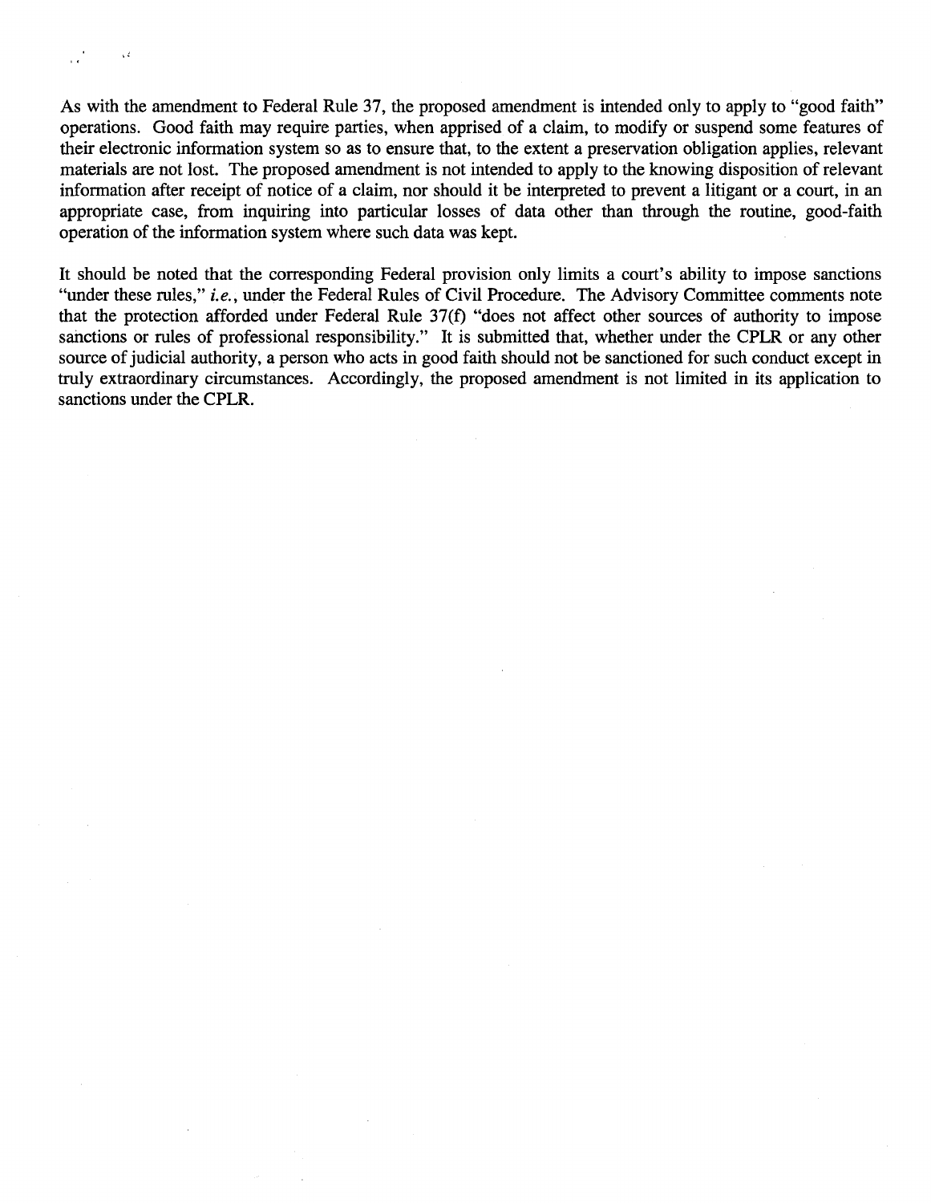As with the amendment to Federal Rule 37, the proposed amendment is intended only to apply to "good faith" operations. Good faith may require parties, when apprised of a claim, to modify or suspend some features of their electronic information system so as to ensure that, to the extent a preservation obligation applies, relevant materials are not lost. The proposed amendment is not intended to apply to the knowing disposition of relevant information after receipt of notice of a claim, nor should it be interpreted to prevent a litigant or a court, in an appropriate case, from inquiring into particular losses of data other than through the routine, good-faith operation of the information system where such data was kept.

It should be noted that the corresponding Federal provision only limits a court's ability to impose sanctions "under these rules," *i.e.*, under the Federal Rules of Civil Procedure. The Advisory Committee comments note that the protection afforded under Federal Rule 37(f) "does not affect other sources of authority to impose sanctions or rules of professional responsibility." It is submitted that, whether under the CPLR or any other source of judicial authority, a person who acts in good faith should not be sanctioned for such conduct except in truly extraordinary circumstances. Accordingly, the proposed amendment is not limited in its application to sanctions under the CPLR.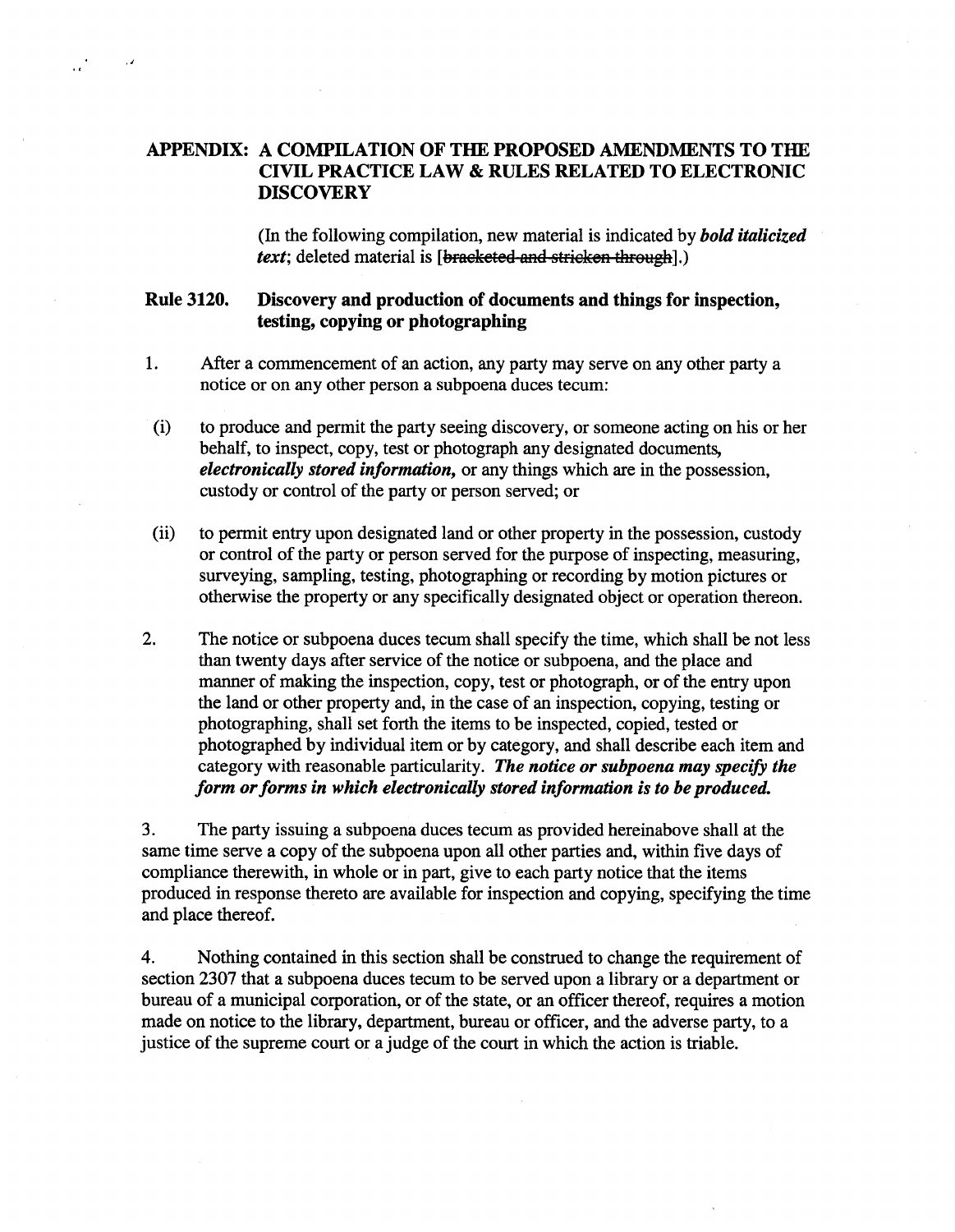## APPENDIX: A COMPILATION OF THE PROPOSED AMENDMENTS TO THE CIVIL PRACTICE LAW & RULES RELATED TO ELECTRONIC DISCOVERY

(In the following compilation, new material is indicated by ***bold italicized text***; deleted material is [~~bracketed and stricken through~~].)

### Rule 3120. Discovery and production of documents and things for inspection, testing, copying or photographing

1. After a commencement of an action, any party may serve on any other party a notice or on any other person a subpoena duces tecum:

(i) to produce and permit the party seeing discovery, or someone acting on his or her behalf, to inspect, copy, test or photograph any designated documents, ***electronically stored information,*** or any things which are in the possession, custody or control of the party or person served; or

(ii) to permit entry upon designated land or other property in the possession, custody or control of the party or person served for the purpose of inspecting, measuring, surveying, sampling, testing, photographing or recording by motion pictures or otherwise the property or any specifically designated object or operation thereon.

2. The notice or subpoena duces tecum shall specify the time, which shall be not less than twenty days after service of the notice or subpoena, and the place and manner of making the inspection, copy, test or photograph, or of the entry upon the land or other property and, in the case of an inspection, copying, testing or photographing, shall set forth the items to be inspected, copied, tested or photographed by individual item or by category, and shall describe each item and category with reasonable particularity. ***The notice or subpoena may specify the form or forms in which electronically stored information is to be produced.***

3. The party issuing a subpoena duces tecum as provided hereinabove shall at the same time serve a copy of the subpoena upon all other parties and, within five days of compliance therewith, in whole or in part, give to each party notice that the items produced in response thereto are available for inspection and copying, specifying the time and place thereof.

4. Nothing contained in this section shall be construed to change the requirement of section 2307 that a subpoena duces tecum to be served upon a library or a department or bureau of a municipal corporation, or of the state, or an officer thereof, requires a motion made on notice to the library, department, bureau or officer, and the adverse party, to a justice of the supreme court or a judge of the court in which the action is triable.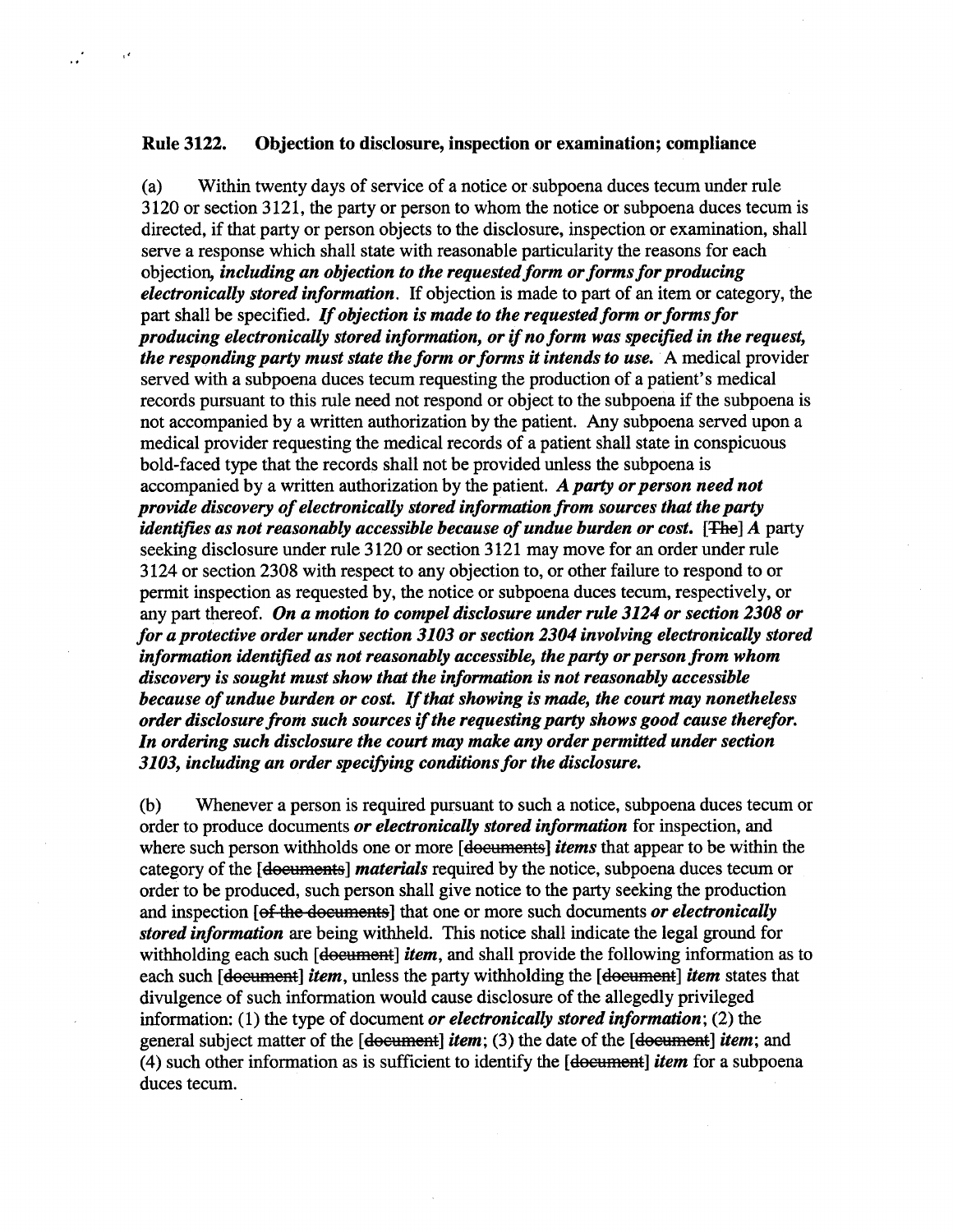**Rule 3122. Objection to disclosure, inspection or examination; compliance**

(a) Within twenty days of service of a notice or subpoena duces tecum under rule 3120 or section 3121, the party or person to whom the notice or subpoena duces tecum is directed, if that party or person objects to the disclosure, inspection or examination, shall serve a response which shall state with reasonable particularity the reasons for each objection*, **including an objection to the requested form or forms for producing electronically stored information***. If objection is made to part of an item or category, the part shall be specified. ***If objection is made to the requested form or forms for producing electronically stored information, or if no form was specified in the request, the responding party must state the form or forms it intends to use.*** A medical provider served with a subpoena duces tecum requesting the production of a patient's medical records pursuant to this rule need not respond or object to the subpoena if the subpoena is not accompanied by a written authorization by the patient. Any subpoena served upon a medical provider requesting the medical records of a patient shall state in conspicuous bold-faced type that the records shall not be provided unless the subpoena is accompanied by a written authorization by the patient. ***A party or person need not provide discovery of electronically stored information from sources that the party identifies as not reasonably accessible because of undue burden or cost.*** [~~The~~] ***A*** party seeking disclosure under rule 3120 or section 3121 may move for an order under rule 3124 or section 2308 with respect to any objection to, or other failure to respond to or permit inspection as requested by, the notice or subpoena duces tecum, respectively, or any part thereof. ***On a motion to compel disclosure under rule 3124 or section 2308 or for a protective order under section 3103 or section 2304 involving electronically stored information identified as not reasonably accessible, the party or person from whom discovery is sought must show that the information is not reasonably accessible because of undue burden or cost. If that showing is made, the court may nonetheless order disclosure from such sources if the requesting party shows good cause therefor. In ordering such disclosure the court may make any order permitted under section 3103, including an order specifying conditions for the disclosure.***

(b) Whenever a person is required pursuant to such a notice, subpoena duces tecum or order to produce documents ***or electronically stored information*** for inspection, and where such person withholds one or more [~~documents~~] ***items*** that appear to be within the category of the [~~documents~~] ***materials*** required by the notice, subpoena duces tecum or order to be produced, such person shall give notice to the party seeking the production and inspection [~~of the documents~~] that one or more such documents ***or electronically stored information*** are being withheld. This notice shall indicate the legal ground for withholding each such [~~document~~] ***item***, and shall provide the following information as to each such [~~document~~] ***item***, unless the party withholding the [~~document~~] ***item*** states that divulgence of such information would cause disclosure of the allegedly privileged information: (1) the type of document ***or electronically stored information***; (2) the general subject matter of the [~~document~~] ***item***; (3) the date of the [~~document~~] ***item***; and (4) such other information as is sufficient to identify the [~~document~~] ***item*** for a subpoena duces tecum.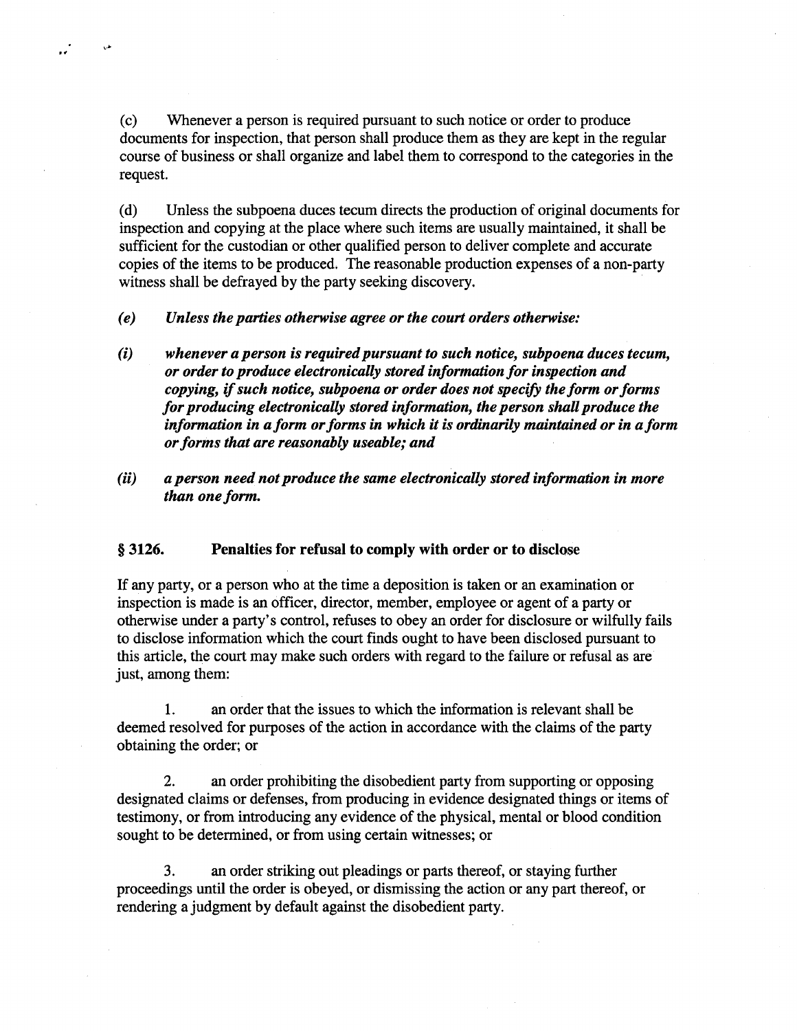(c) Whenever a person is required pursuant to such notice or order to produce documents for inspection, that person shall produce them as they are kept in the regular course of business or shall organize and label them to correspond to the categories in the request.

(d) Unless the subpoena duces tecum directs the production of original documents for inspection and copying at the place where such items are usually maintained, it shall be sufficient for the custodian or other qualified person to deliver complete and accurate copies of the items to be produced. The reasonable production expenses of a non-party witness shall be defrayed by the party seeking discovery.

***(e) Unless the parties otherwise agree or the court orders otherwise:***

***(i) whenever a person is required pursuant to such notice, subpoena duces tecum, or order to produce electronically stored information for inspection and copying, if such notice, subpoena or order does not specify the form or forms for producing electronically stored information, the person shall produce the information in a form or forms in which it is ordinarily maintained or in a form or forms that are reasonably useable; and***

***(ii) a person need not produce the same electronically stored information in more than one form.***

## § 3126. Penalties for refusal to comply with order or to disclose

If any party, or a person who at the time a deposition is taken or an examination or inspection is made is an officer, director, member, employee or agent of a party or otherwise under a party's control, refuses to obey an order for disclosure or wilfully fails to disclose information which the court finds ought to have been disclosed pursuant to this article, the court may make such orders with regard to the failure or refusal as are just, among them:

1. an order that the issues to which the information is relevant shall be deemed resolved for purposes of the action in accordance with the claims of the party obtaining the order; or

2. an order prohibiting the disobedient party from supporting or opposing designated claims or defenses, from producing in evidence designated things or items of testimony, or from introducing any evidence of the physical, mental or blood condition sought to be determined, or from using certain witnesses; or

3. an order striking out pleadings or parts thereof, or staying further proceedings until the order is obeyed, or dismissing the action or any part thereof, or rendering a judgment by default against the disobedient party.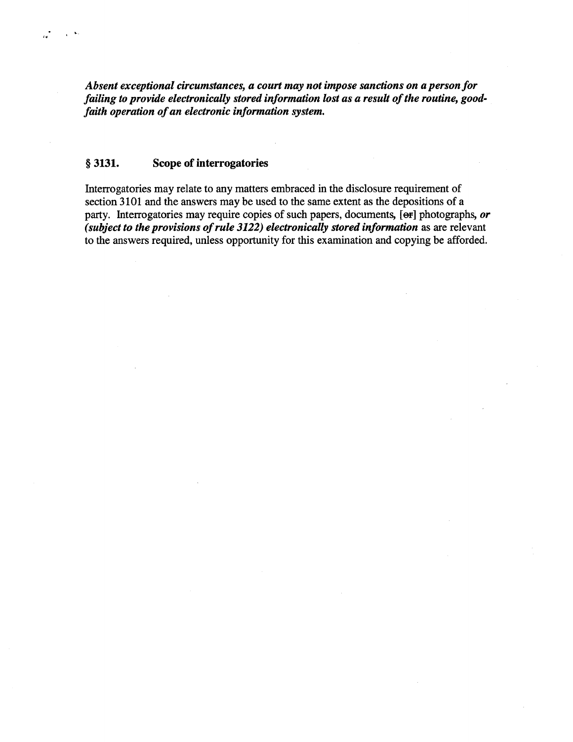***Absent exceptional circumstances, a court may not impose sanctions on a person for failing to provide electronically stored information lost as a result of the routine, good-faith operation of an electronic information system.***

## § 3131. Scope of interrogatories

Interrogatories may relate to any matters embraced in the disclosure requirement of section 3101 and the answers may be used to the same extent as the depositions of a party. Interrogatories may require copies of such papers, documents, [~~or~~] photographs, ***or (subject to the provisions of rule 3122) electronically stored information*** as are relevant to the answers required, unless opportunity for this examination and copying be afforded.